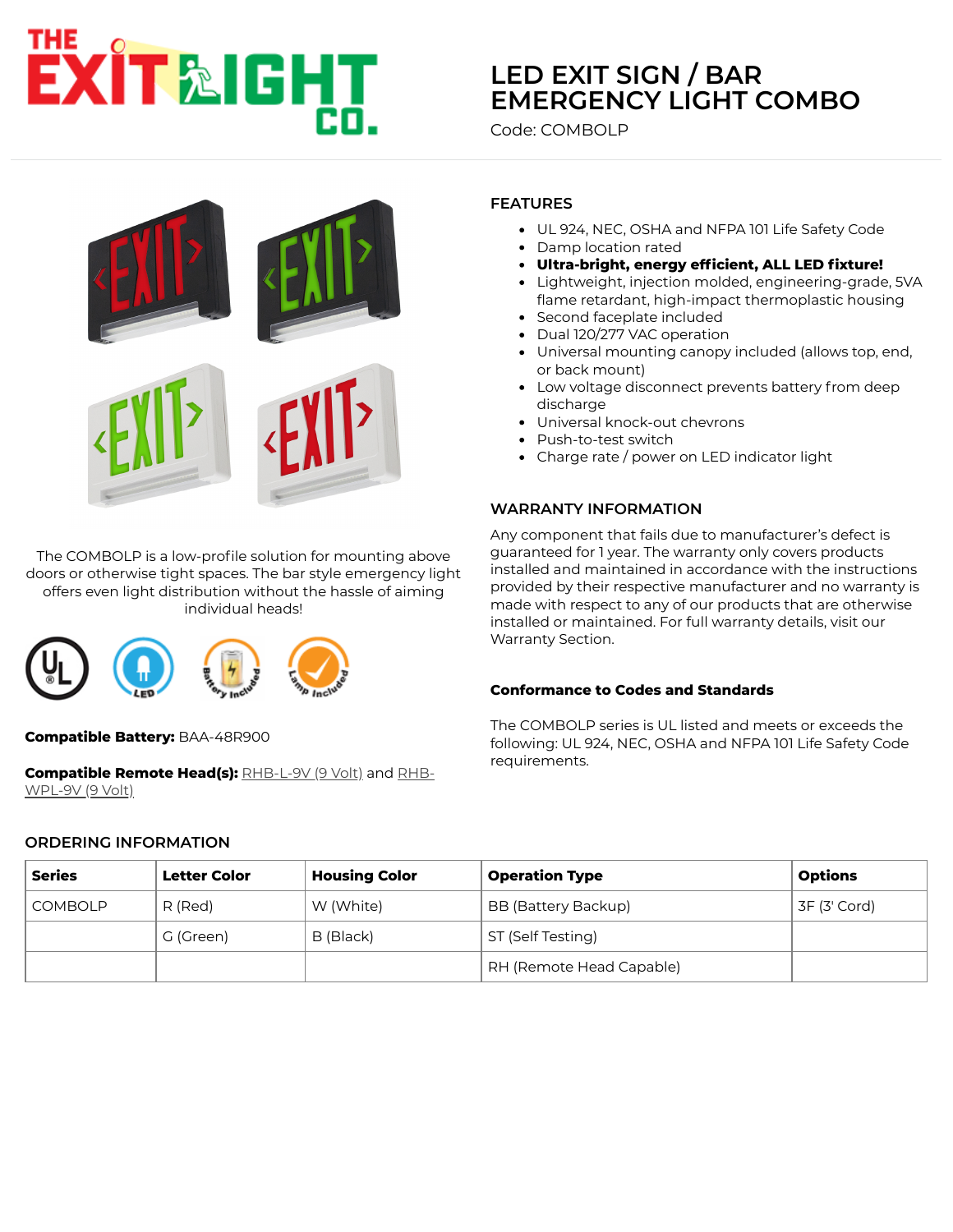# LED EXIT SIGN / BAR EMERGENCY LIGHT COMBO

Code: COMBOLP

The COMBOLP is a low-profile solution for mounting above doors or otherwise tight spaces. The bar style emergency light offers even light distribution without the hassle of aiming individual heads!

**Compatible Battery:** BAA-48R900

**Compatible Remote Head(s):** RHB-L-9V (9 Volt) and RHB-WPL-9V (9 Volt)

## FEATURES

- UL 924, NEC, OSHA and NFPA 101 Life Safety Code
- Damp location rated
- **Ultra-bright, energy efficient, ALL LED fixture!**
- Lightweight, injection molded, engineering-grade, 5VA flame retardant, high-impact thermoplastic housing
- Second faceplate included
- Dual 120/277 VAC operation
- Universal mounting canopy included (allows top, end, or back mount)
- Low voltage disconnect prevents battery from deep discharge
- Universal knock-out chevrons
- Push-to-test switch
- Charge rate / power on LED indicator light

## WARRANTY INFORMATION

Any component that fails due to manufacturer's defect is guaranteed for 1 year. The warranty only covers products installed and maintained in accordance with the instructions provided by their respective manufacturer and no warranty is made with respect to any of our products that are otherwise installed or maintained. For full warranty details, visit our Warranty Section.

### Conformance to Codes and Standards

The COMBOLP series is UL listed and meets or exceeds the following: UL 924, NEC, OSHA and NFPA 101 Life Safety Code requirements.

## ORDERING INFORMATION

| Series | Letter Color | Housing Color | Operation Type | Options |
|---|---|---|---|---|
| COMBOLP | R (Red) | W (White) | BB (Battery Backup) | 3F (3' Cord) |
| | G (Green) | B (Black) | ST (Self Testing) | |
| | | | RH (Remote Head Capable) | |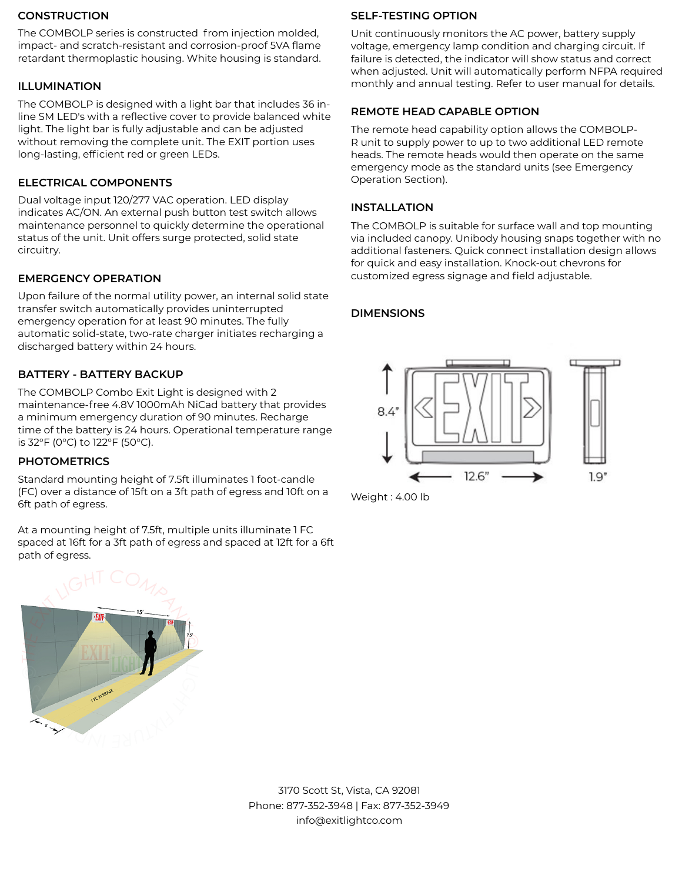## CONSTRUCTION

The COMBOLP series is constructed from injection molded, impact- and scratch-resistant and corrosion-proof 5VA flame retardant thermoplastic housing. White housing is standard.

## ILLUMINATION

The COMBOLP is designed with a light bar that includes 36 in-line SM LED's with a reflective cover to provide balanced white light. The light bar is fully adjustable and can be adjusted without removing the complete unit. The EXIT portion uses long-lasting, efficient red or green LEDs.

## ELECTRICAL COMPONENTS

Dual voltage input 120/277 VAC operation. LED display indicates AC/ON. An external push button test switch allows maintenance personnel to quickly determine the operational status of the unit. Unit offers surge protected, solid state circuitry.

## EMERGENCY OPERATION

Upon failure of the normal utility power, an internal solid state transfer switch automatically provides uninterrupted emergency operation for at least 90 minutes. The fully automatic solid-state, two-rate charger initiates recharging a discharged battery within 24 hours.

## BATTERY - BATTERY BACKUP

The COMBOLP Combo Exit Light is designed with 2 maintenance-free 4.8V 1000mAh NiCad battery that provides a minimum emergency duration of 90 minutes. Recharge time of the battery is 24 hours. Operational temperature range is 32°F (0°C) to 122°F (50°C).

## PHOTOMETRICS

Standard mounting height of 7.5ft illuminates 1 foot-candle (FC) over a distance of 15ft on a 3ft path of egress and 10ft on a 6ft path of egress.

At a mounting height of 7.5ft, multiple units illuminate 1 FC spaced at 16ft for a 3ft path of egress and spaced at 12ft for a 6ft path of egress.

15'
7.5'
1 FC AVERAGE
3'

## SELF-TESTING OPTION

Unit continuously monitors the AC power, battery supply voltage, emergency lamp condition and charging circuit. If failure is detected, the indicator will show status and correct when adjusted. Unit will automatically perform NFPA required monthly and annual testing. Refer to user manual for details.

## REMOTE HEAD CAPABLE OPTION

The remote head capability option allows the COMBOLP-R unit to supply power to up to two additional LED remote heads. The remote heads would then operate on the same emergency mode as the standard units (see Emergency Operation Section).

## INSTALLATION

The COMBOLP is suitable for surface wall and top mounting via included canopy. Unibody housing snaps together with no additional fasteners. Quick connect installation design allows for quick and easy installation. Knock-out chevrons for customized egress signage and field adjustable.

## DIMENSIONS

8.4"
12.6"
1.9"

Weight : 4.00 lb

3170 Scott St, Vista, CA 92081
Phone: 877-352-3948 | Fax: 877-352-3949
info@exitlightco.com